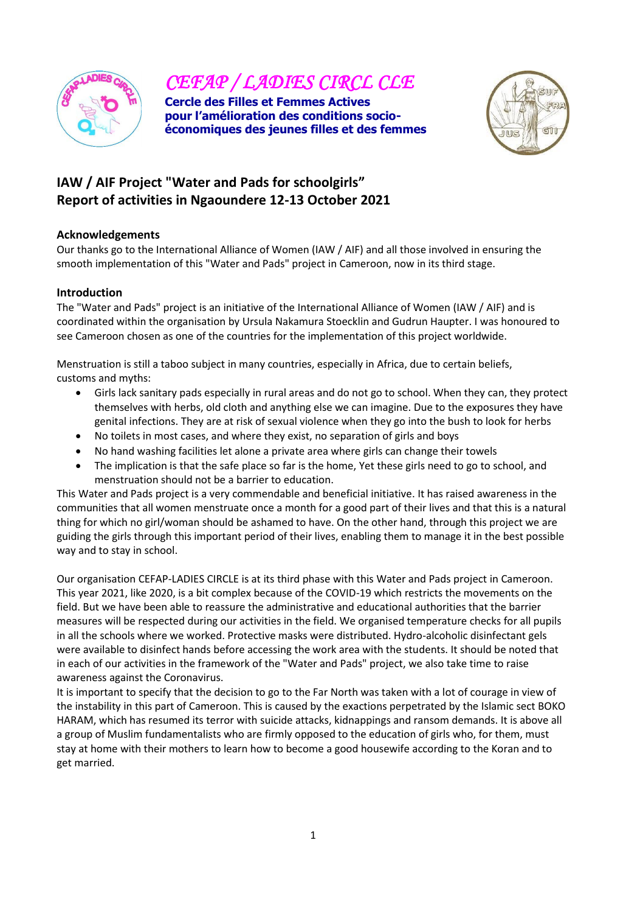# *CEFAP / LADIES CIRCL CLE*

**Cercle des Filles et Femmes Actives pour l'amélioration des conditions socio-économiques des jeunes filles et des femmes**

## IAW / AIF Project "Water and Pads for schoolgirls" Report of activities in Ngaoundere 12-13 October 2021

### Acknowledgements

Our thanks go to the International Alliance of Women (IAW / AIF) and all those involved in ensuring the smooth implementation of this "Water and Pads" project in Cameroon, now in its third stage.

### Introduction

The "Water and Pads" project is an initiative of the International Alliance of Women (IAW / AIF) and is coordinated within the organisation by Ursula Nakamura Stoecklin and Gudrun Haupter. I was honoured to see Cameroon chosen as one of the countries for the implementation of this project worldwide.

Menstruation is still a taboo subject in many countries, especially in Africa, due to certain beliefs, customs and myths:

- Girls lack sanitary pads especially in rural areas and do not go to school. When they can, they protect themselves with herbs, old cloth and anything else we can imagine. Due to the exposures they have genital infections. They are at risk of sexual violence when they go into the bush to look for herbs
- No toilets in most cases, and where they exist, no separation of girls and boys
- No hand washing facilities let alone a private area where girls can change their towels
- The implication is that the safe place so far is the home, Yet these girls need to go to school, and menstruation should not be a barrier to education.

This Water and Pads project is a very commendable and beneficial initiative. It has raised awareness in the communities that all women menstruate once a month for a good part of their lives and that this is a natural thing for which no girl/woman should be ashamed to have. On the other hand, through this project we are guiding the girls through this important period of their lives, enabling them to manage it in the best possible way and to stay in school.

Our organisation CEFAP-LADIES CIRCLE is at its third phase with this Water and Pads project in Cameroon. This year 2021, like 2020, is a bit complex because of the COVID-19 which restricts the movements on the field. But we have been able to reassure the administrative and educational authorities that the barrier measures will be respected during our activities in the field. We organised temperature checks for all pupils in all the schools where we worked. Protective masks were distributed. Hydro-alcoholic disinfectant gels were available to disinfect hands before accessing the work area with the students. It should be noted that in each of our activities in the framework of the "Water and Pads" project, we also take time to raise awareness against the Coronavirus.

It is important to specify that the decision to go to the Far North was taken with a lot of courage in view of the instability in this part of Cameroon. This is caused by the exactions perpetrated by the Islamic sect BOKO HARAM, which has resumed its terror with suicide attacks, kidnappings and ransom demands. It is above all a group of Muslim fundamentalists who are firmly opposed to the education of girls who, for them, must stay at home with their mothers to learn how to become a good housewife according to the Koran and to get married.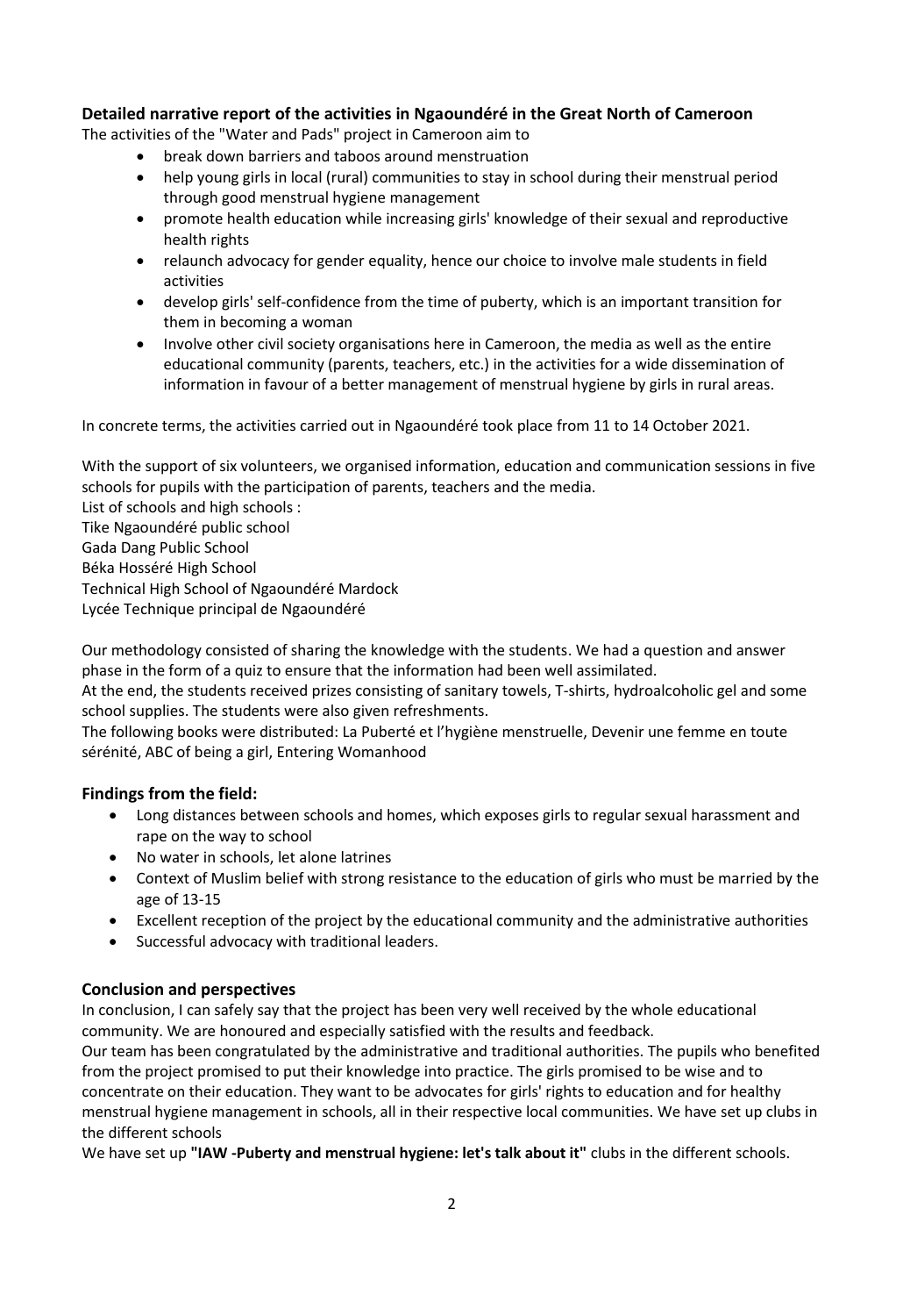**Detailed narrative report of the activities in Ngaoundéré in the Great North of Cameroon**

The activities of the "Water and Pads" project in Cameroon aim to

- break down barriers and taboos around menstruation
- help young girls in local (rural) communities to stay in school during their menstrual period through good menstrual hygiene management
- promote health education while increasing girls' knowledge of their sexual and reproductive health rights
- relaunch advocacy for gender equality, hence our choice to involve male students in field activities
- develop girls' self-confidence from the time of puberty, which is an important transition for them in becoming a woman
- Involve other civil society organisations here in Cameroon, the media as well as the entire educational community (parents, teachers, etc.) in the activities for a wide dissemination of information in favour of a better management of menstrual hygiene by girls in rural areas.

In concrete terms, the activities carried out in Ngaoundéré took place from 11 to 14 October 2021.

With the support of six volunteers, we organised information, education and communication sessions in five schools for pupils with the participation of parents, teachers and the media.

List of schools and high schools :

Tike Ngaoundéré public school

Gada Dang Public School

Béka Hosséré High School

Technical High School of Ngaoundéré Mardock

Lycée Technique principal de Ngaoundéré

Our methodology consisted of sharing the knowledge with the students. We had a question and answer phase in the form of a quiz to ensure that the information had been well assimilated.

At the end, the students received prizes consisting of sanitary towels, T-shirts, hydroalcoholic gel and some school supplies. The students were also given refreshments.

The following books were distributed: La Puberté et l'hygiène menstruelle, Devenir une femme en toute sérénité, ABC of being a girl, Entering Womanhood

**Findings from the field:**

- Long distances between schools and homes, which exposes girls to regular sexual harassment and rape on the way to school
- No water in schools, let alone latrines
- Context of Muslim belief with strong resistance to the education of girls who must be married by the age of 13-15
- Excellent reception of the project by the educational community and the administrative authorities
- Successful advocacy with traditional leaders.

**Conclusion and perspectives**

In conclusion, I can safely say that the project has been very well received by the whole educational community. We are honoured and especially satisfied with the results and feedback.

Our team has been congratulated by the administrative and traditional authorities. The pupils who benefited from the project promised to put their knowledge into practice. The girls promised to be wise and to concentrate on their education. They want to be advocates for girls' rights to education and for healthy menstrual hygiene management in schools, all in their respective local communities. We have set up clubs in the different schools

We have set up **"IAW -Puberty and menstrual hygiene: let's talk about it"** clubs in the different schools.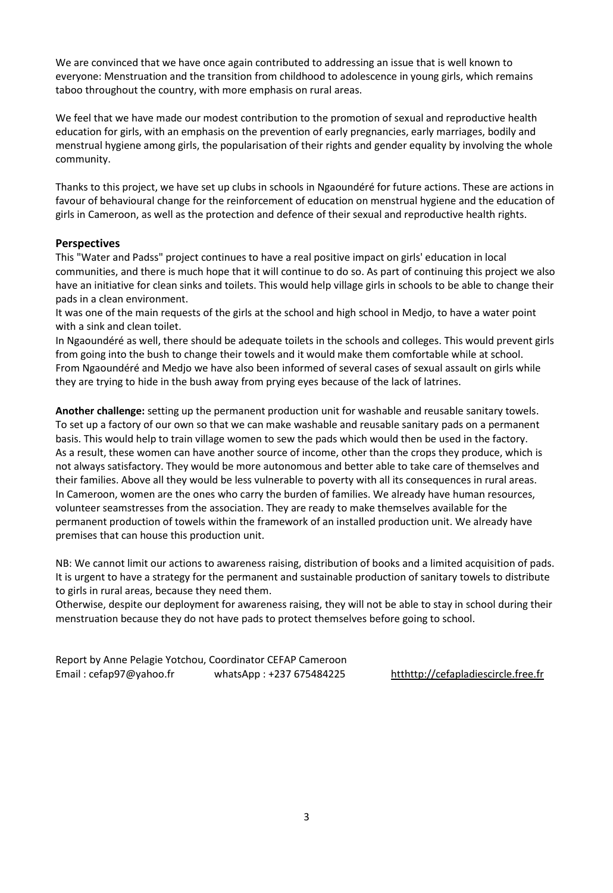We are convinced that we have once again contributed to addressing an issue that is well known to everyone: Menstruation and the transition from childhood to adolescence in young girls, which remains taboo throughout the country, with more emphasis on rural areas.

We feel that we have made our modest contribution to the promotion of sexual and reproductive health education for girls, with an emphasis on the prevention of early pregnancies, early marriages, bodily and menstrual hygiene among girls, the popularisation of their rights and gender equality by involving the whole community.

Thanks to this project, we have set up clubs in schools in Ngaoundéré for future actions. These are actions in favour of behavioural change for the reinforcement of education on menstrual hygiene and the education of girls in Cameroon, as well as the protection and defence of their sexual and reproductive health rights.

## Perspectives

This "Water and Padss" project continues to have a real positive impact on girls' education in local communities, and there is much hope that it will continue to do so. As part of continuing this project we also have an initiative for clean sinks and toilets. This would help village girls in schools to be able to change their pads in a clean environment.
It was one of the main requests of the girls at the school and high school in Medjo, to have a water point with a sink and clean toilet.
In Ngaoundéré as well, there should be adequate toilets in the schools and colleges. This would prevent girls from going into the bush to change their towels and it would make them comfortable while at school.
From Ngaoundéré and Medjo we have also been informed of several cases of sexual assault on girls while they are trying to hide in the bush away from prying eyes because of the lack of latrines.

**Another challenge:** setting up the permanent production unit for washable and reusable sanitary towels. To set up a factory of our own so that we can make washable and reusable sanitary pads on a permanent basis. This would help to train village women to sew the pads which would then be used in the factory. As a result, these women can have another source of income, other than the crops they produce, which is not always satisfactory. They would be more autonomous and better able to take care of themselves and their families. Above all they would be less vulnerable to poverty with all its consequences in rural areas. In Cameroon, women are the ones who carry the burden of families. We already have human resources, volunteer seamstresses from the association. They are ready to make themselves available for the permanent production of towels within the framework of an installed production unit. We already have premises that can house this production unit.

NB: We cannot limit our actions to awareness raising, distribution of books and a limited acquisition of pads. It is urgent to have a strategy for the permanent and sustainable production of sanitary towels to distribute to girls in rural areas, because they need them.
Otherwise, despite our deployment for awareness raising, they will not be able to stay in school during their menstruation because they do not have pads to protect themselves before going to school.

Report by Anne Pelagie Yotchou, Coordinator CEFAP Cameroon
Email : cefap97@yahoo.fr whatsApp : +237 675484225 htthttp://cefapladiescircle.free.fr